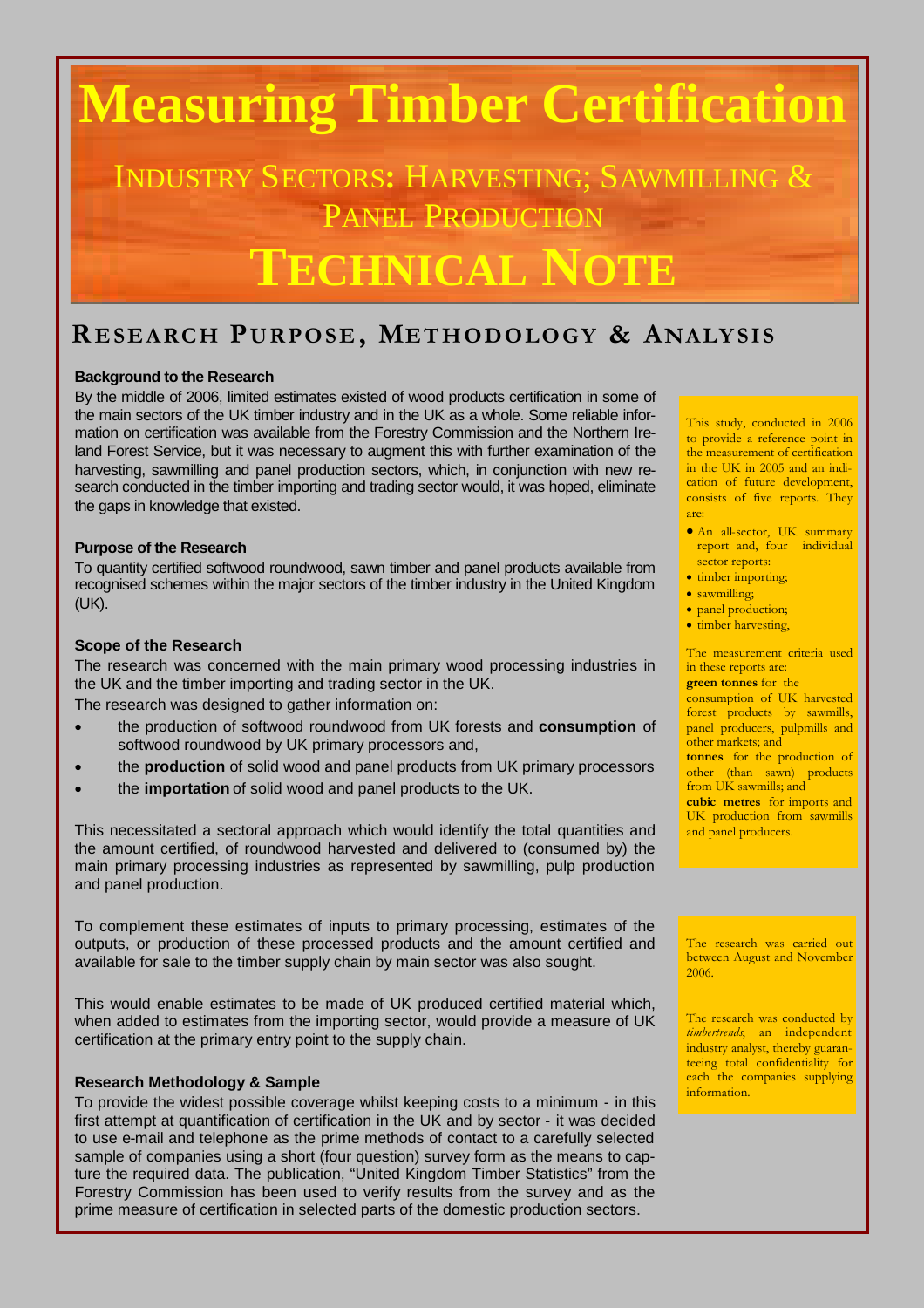# Measuring Timber Certification

## Industry Sectors: Harvesting; Sawmilling & Panel Production

# Technical Note

## Research Purpose, Methodology & Analysis

### Background to the Research

By the middle of 2006, limited estimates existed of wood products certification in some of the main sectors of the UK timber industry and in the UK as a whole. Some reliable information on certification was available from the Forestry Commission and the Northern Ireland Forest Service, but it was necessary to augment this with further examination of the harvesting, sawmilling and panel production sectors, which, in conjunction with new research conducted in the timber importing and trading sector would, it was hoped, eliminate the gaps in knowledge that existed.

### Purpose of the Research

To quantity certified softwood roundwood, sawn timber and panel products available from recognised schemes within the major sectors of the timber industry in the United Kingdom (UK).

### Scope of the Research

The research was concerned with the main primary wood processing industries in the UK and the timber importing and trading sector in the UK.

The research was designed to gather information on:

- the production of softwood roundwood from UK forests and **consumption** of softwood roundwood by UK primary processors and,
- the **production** of solid wood and panel products from UK primary processors
- the **importation** of solid wood and panel products to the UK.

This necessitated a sectoral approach which would identify the total quantities and the amount certified, of roundwood harvested and delivered to (consumed by) the main primary processing industries as represented by sawmilling, pulp production and panel production.

To complement these estimates of inputs to primary processing, estimates of the outputs, or production of these processed products and the amount certified and available for sale to the timber supply chain by main sector was also sought.

This would enable estimates to be made of UK produced certified material which, when added to estimates from the importing sector, would provide a measure of UK certification at the primary entry point to the supply chain.

### Research Methodology & Sample

To provide the widest possible coverage whilst keeping costs to a minimum - in this first attempt at quantification of certification in the UK and by sector - it was decided to use e-mail and telephone as the prime methods of contact to a carefully selected sample of companies using a short (four question) survey form as the means to capture the required data. The publication, "United Kingdom Timber Statistics" from the Forestry Commission has been used to verify results from the survey and as the prime measure of certification in selected parts of the domestic production sectors.

This study, conducted in 2006 to provide a reference point in the measurement of certification in the UK in 2005 and an indication of future development, consists of five reports. They are:

- An all-sector, UK summary report and, four individual sector reports:
- timber importing;
- sawmilling;
- panel production;
- timber harvesting,

The measurement criteria used in these reports are:
**green tonnes** for the consumption of UK harvested forest products by sawmills, panel producers, pulpmills and other markets; and
**tonnes** for the production of other (than sawn) products from UK sawmills; and
**cubic metres** for imports and UK production from sawmills and panel producers.

The research was carried out between August and November 2006.

The research was conducted by *timbertrends*, an independent industry analyst, thereby guaranteeing total confidentiality for each the companies supplying information.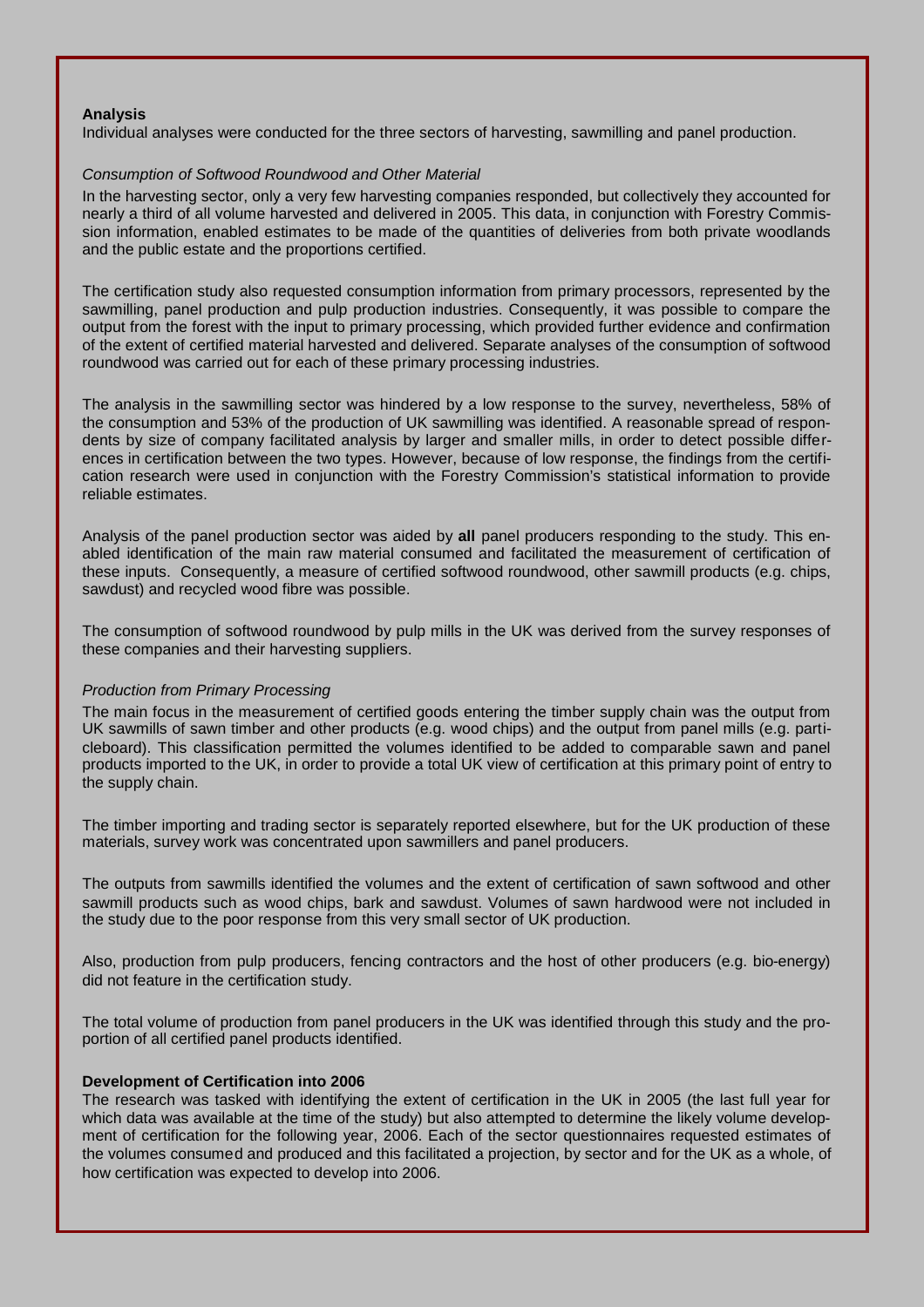**Analysis**

Individual analyses were conducted for the three sectors of harvesting, sawmilling and panel production.

*Consumption of Softwood Roundwood and Other Material*

In the harvesting sector, only a very few harvesting companies responded, but collectively they accounted for nearly a third of all volume harvested and delivered in 2005. This data, in conjunction with Forestry Commission information, enabled estimates to be made of the quantities of deliveries from both private woodlands and the public estate and the proportions certified.

The certification study also requested consumption information from primary processors, represented by the sawmilling, panel production and pulp production industries. Consequently, it was possible to compare the output from the forest with the input to primary processing, which provided further evidence and confirmation of the extent of certified material harvested and delivered. Separate analyses of the consumption of softwood roundwood was carried out for each of these primary processing industries.

The analysis in the sawmilling sector was hindered by a low response to the survey, nevertheless, 58% of the consumption and 53% of the production of UK sawmilling was identified. A reasonable spread of respondents by size of company facilitated analysis by larger and smaller mills, in order to detect possible differences in certification between the two types. However, because of low response, the findings from the certification research were used in conjunction with the Forestry Commission's statistical information to provide reliable estimates.

Analysis of the panel production sector was aided by **all** panel producers responding to the study. This enabled identification of the main raw material consumed and facilitated the measurement of certification of these inputs. Consequently, a measure of certified softwood roundwood, other sawmill products (e.g. chips, sawdust) and recycled wood fibre was possible.

The consumption of softwood roundwood by pulp mills in the UK was derived from the survey responses of these companies and their harvesting suppliers.

*Production from Primary Processing*

The main focus in the measurement of certified goods entering the timber supply chain was the output from UK sawmills of sawn timber and other products (e.g. wood chips) and the output from panel mills (e.g. particleboard). This classification permitted the volumes identified to be added to comparable sawn and panel products imported to the UK, in order to provide a total UK view of certification at this primary point of entry to the supply chain.

The timber importing and trading sector is separately reported elsewhere, but for the UK production of these materials, survey work was concentrated upon sawmillers and panel producers.

The outputs from sawmills identified the volumes and the extent of certification of sawn softwood and other sawmill products such as wood chips, bark and sawdust. Volumes of sawn hardwood were not included in the study due to the poor response from this very small sector of UK production.

Also, production from pulp producers, fencing contractors and the host of other producers (e.g. bio-energy) did not feature in the certification study.

The total volume of production from panel producers in the UK was identified through this study and the proportion of all certified panel products identified.

**Development of Certification into 2006**

The research was tasked with identifying the extent of certification in the UK in 2005 (the last full year for which data was available at the time of the study) but also attempted to determine the likely volume development of certification for the following year, 2006. Each of the sector questionnaires requested estimates of the volumes consumed and produced and this facilitated a projection, by sector and for the UK as a whole, of how certification was expected to develop into 2006.